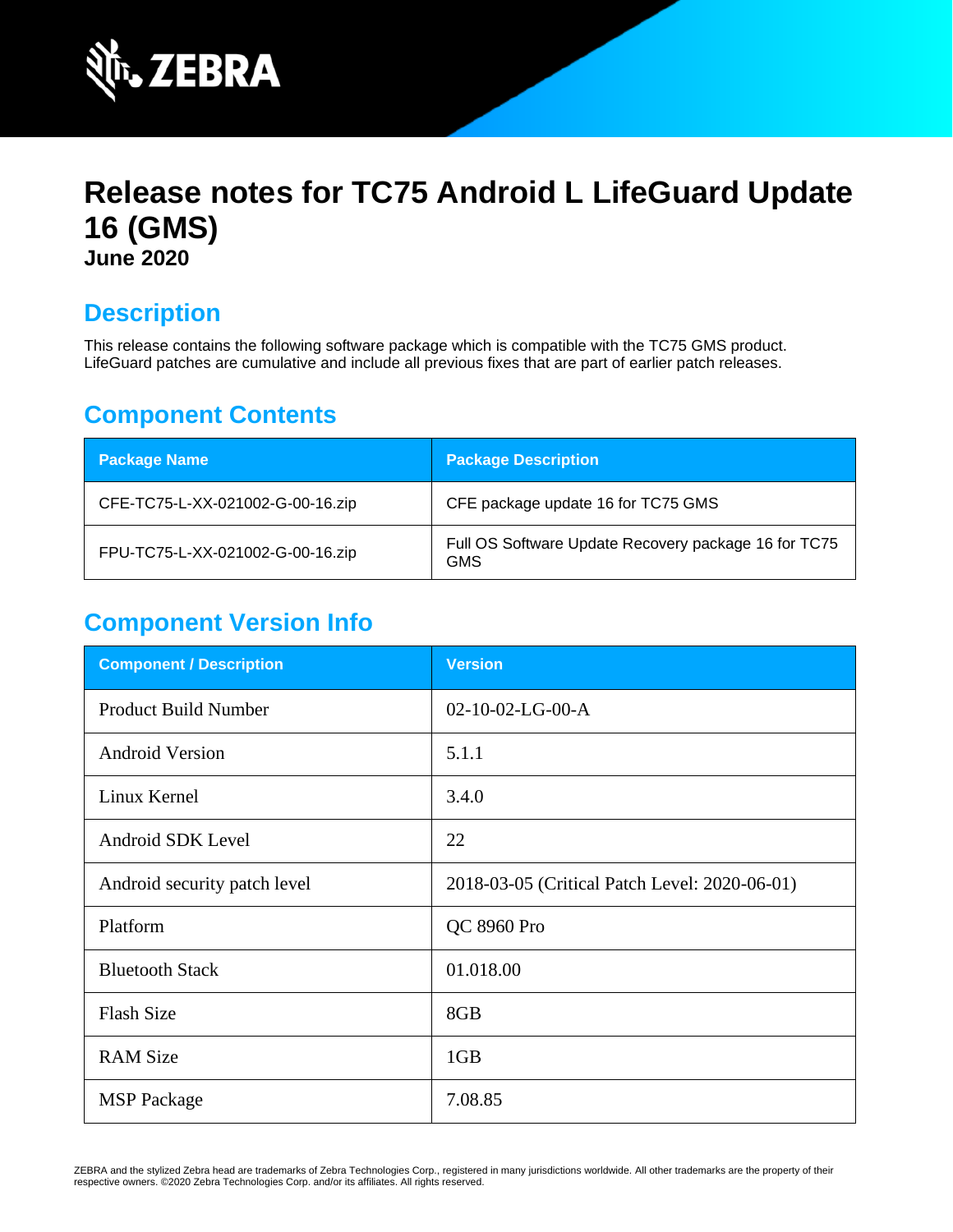# Release notes for TC75 Android L LifeGuard Update 16 (GMS)

**June 2020**

## Description

This release contains the following software package which is compatible with the TC75 GMS product. LifeGuard patches are cumulative and include all previous fixes that are part of earlier patch releases.

## Component Contents

| Package Name | Package Description |
|---|---|
| CFE-TC75-L-XX-021002-G-00-16.zip | CFE package update 16 for TC75 GMS |
| FPU-TC75-L-XX-021002-G-00-16.zip | Full OS Software Update Recovery package 16 for TC75 GMS |

## Component Version Info

| Component / Description | Version |
|---|---|
| Product Build Number | 02-10-02-LG-00-A |
| Android Version | 5.1.1 |
| Linux Kernel | 3.4.0 |
| Android SDK Level | 22 |
| Android security patch level | 2018-03-05 (Critical Patch Level: 2020-06-01) |
| Platform | QC 8960 Pro |
| Bluetooth Stack | 01.018.00 |
| Flash Size | 8GB |
| RAM Size | 1GB |
| MSP Package | 7.08.85 |

ZEBRA and the stylized Zebra head are trademarks of Zebra Technologies Corp., registered in many jurisdictions worldwide. All other trademarks are the property of their respective owners. ©2020 Zebra Technologies Corp. and/or its affiliates. All rights reserved.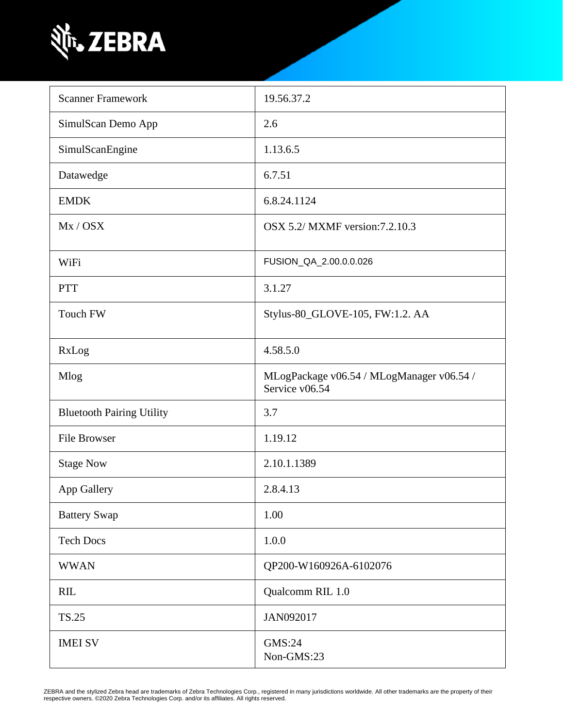| | |
|---|---|
| Scanner Framework | 19.56.37.2 |
| SimulScan Demo App | 2.6 |
| SimulScanEngine | 1.13.6.5 |
| Datawedge | 6.7.51 |
| EMDK | 6.8.24.1124 |
| Mx / OSX | OSX 5.2/ MXMF version:7.2.10.3 |
| WiFi | FUSION_QA_2.00.0.0.026 |
| PTT | 3.1.27 |
| Touch FW | Stylus-80_GLOVE-105, FW:1.2. AA |
| RxLog | 4.58.5.0 |
| Mlog | MLogPackage v06.54 / MLogManager v06.54 / Service v06.54 |
| Bluetooth Pairing Utility | 3.7 |
| File Browser | 1.19.12 |
| Stage Now | 2.10.1.1389 |
| App Gallery | 2.8.4.13 |
| Battery Swap | 1.00 |
| Tech Docs | 1.0.0 |
| WWAN | QP200-W160926A-6102076 |
| RIL | Qualcomm RIL 1.0 |
| TS.25 | JAN092017 |
| IMEI SV | GMS:24<br>Non-GMS:23 |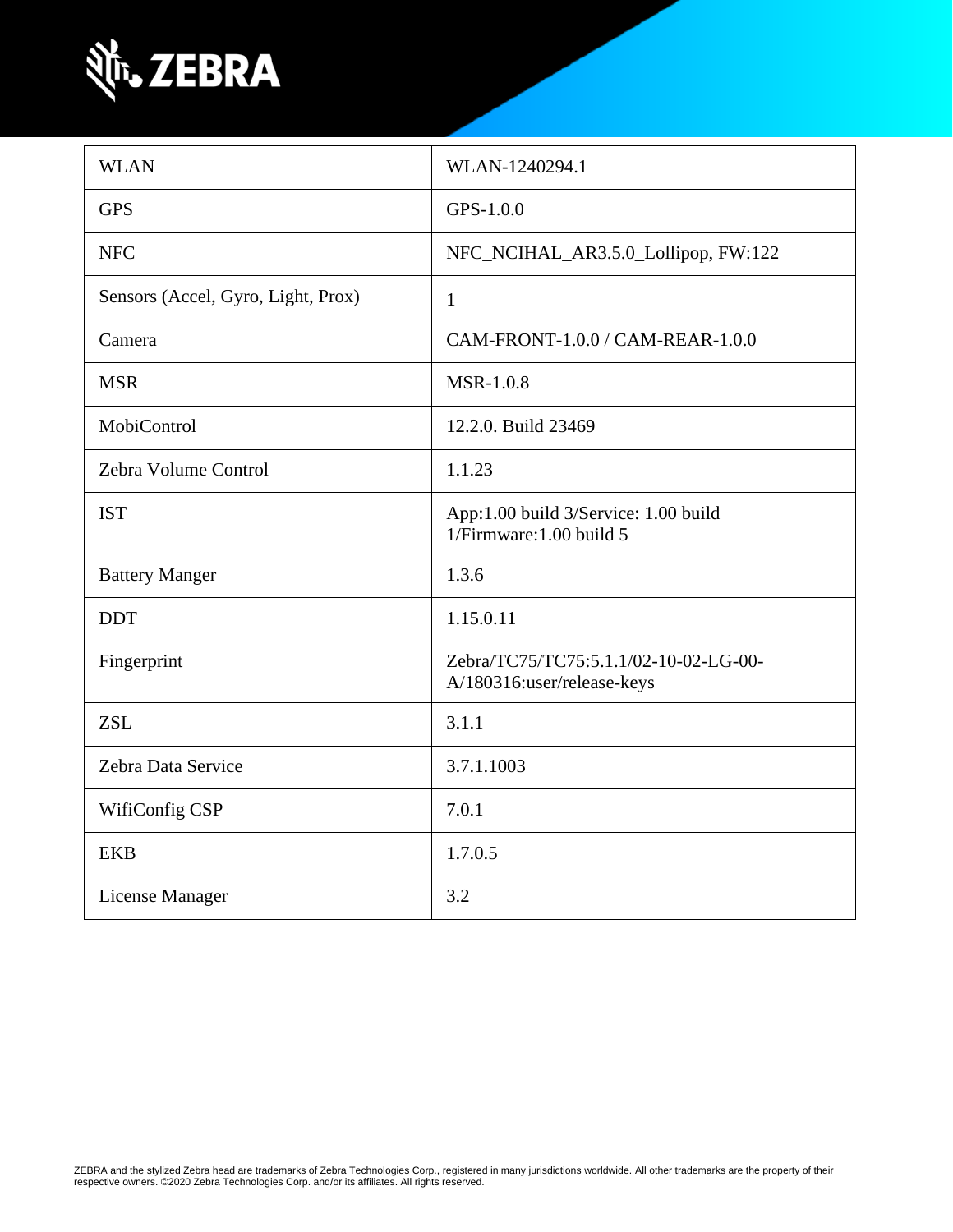| WLAN | WLAN-1240294.1 |
| --- | --- |
| GPS | GPS-1.0.0 |
| NFC | NFC_NCIHAL_AR3.5.0_Lollipop, FW:122 |
| Sensors (Accel, Gyro, Light, Prox) | 1 |
| Camera | CAM-FRONT-1.0.0 / CAM-REAR-1.0.0 |
| MSR | MSR-1.0.8 |
| MobiControl | 12.2.0. Build 23469 |
| Zebra Volume Control | 1.1.23 |
| IST | App:1.00 build 3/Service: 1.00 build 1/Firmware:1.00 build 5 |
| Battery Manger | 1.3.6 |
| DDT | 1.15.0.11 |
| Fingerprint | Zebra/TC75/TC75:5.1.1/02-10-02-LG-00-A/180316:user/release-keys |
| ZSL | 3.1.1 |
| Zebra Data Service | 3.7.1.1003 |
| WifiConfig CSP | 7.0.1 |
| EKB | 1.7.0.5 |
| License Manager | 3.2 |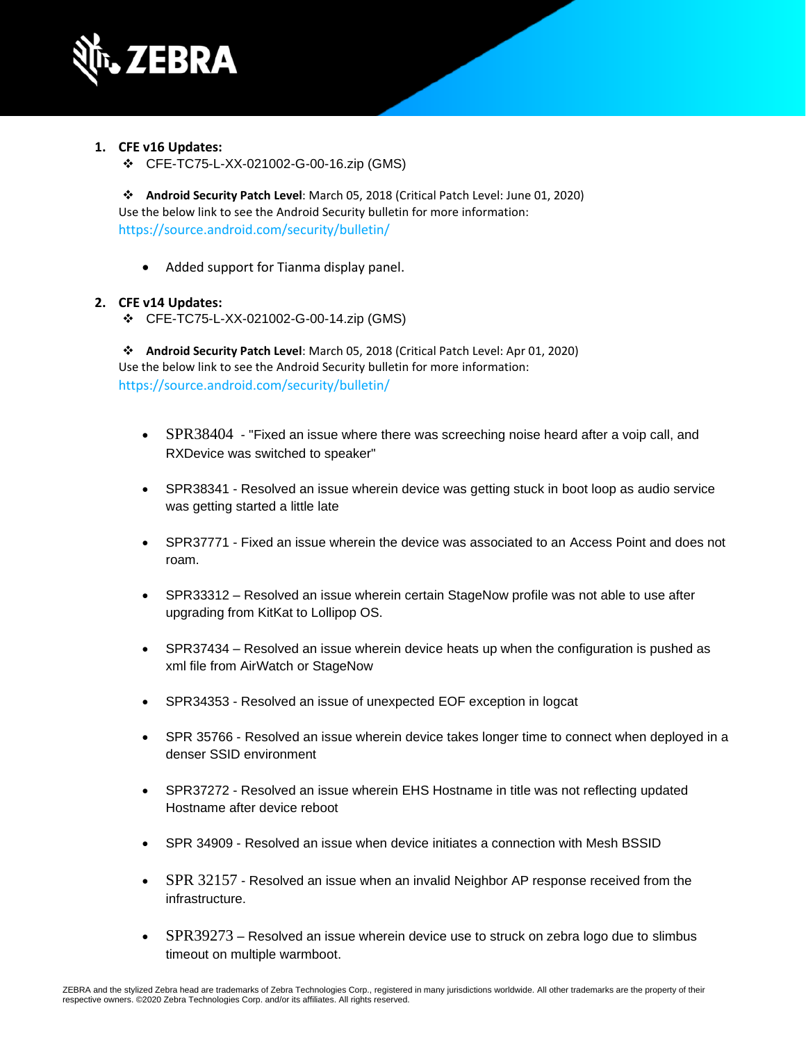1. **CFE v16 Updates:**
   - ❖ CFE-TC75-L-XX-021002-G-00-16.zip (GMS)

   ❖ **Android Security Patch Level**: March 05, 2018 (Critical Patch Level: June 01, 2020)
   Use the below link to see the Android Security bulletin for more information:
   https://source.android.com/security/bulletin/

   - Added support for Tianma display panel.

2. **CFE v14 Updates:**
   - ❖ CFE-TC75-L-XX-021002-G-00-14.zip (GMS)

   ❖ **Android Security Patch Level**: March 05, 2018 (Critical Patch Level: Apr 01, 2020)
   Use the below link to see the Android Security bulletin for more information:
   https://source.android.com/security/bulletin/

   - SPR38404 - "Fixed an issue where there was screeching noise heard after a voip call, and RXDevice was switched to speaker"
   - SPR38341 - Resolved an issue wherein device was getting stuck in boot loop as audio service was getting started a little late
   - SPR37771 - Fixed an issue wherein the device was associated to an Access Point and does not roam.
   - SPR33312 – Resolved an issue wherein certain StageNow profile was not able to use after upgrading from KitKat to Lollipop OS.
   - SPR37434 – Resolved an issue wherein device heats up when the configuration is pushed as xml file from AirWatch or StageNow
   - SPR34353 - Resolved an issue of unexpected EOF exception in logcat
   - SPR 35766 - Resolved an issue wherein device takes longer time to connect when deployed in a denser SSID environment
   - SPR37272 - Resolved an issue wherein EHS Hostname in title was not reflecting updated Hostname after device reboot
   - SPR 34909 - Resolved an issue when device initiates a connection with Mesh BSSID
   - SPR 32157 - Resolved an issue when an invalid Neighbor AP response received from the infrastructure.
   - SPR39273 – Resolved an issue wherein device use to struck on zebra logo due to slimbus timeout on multiple warmboot.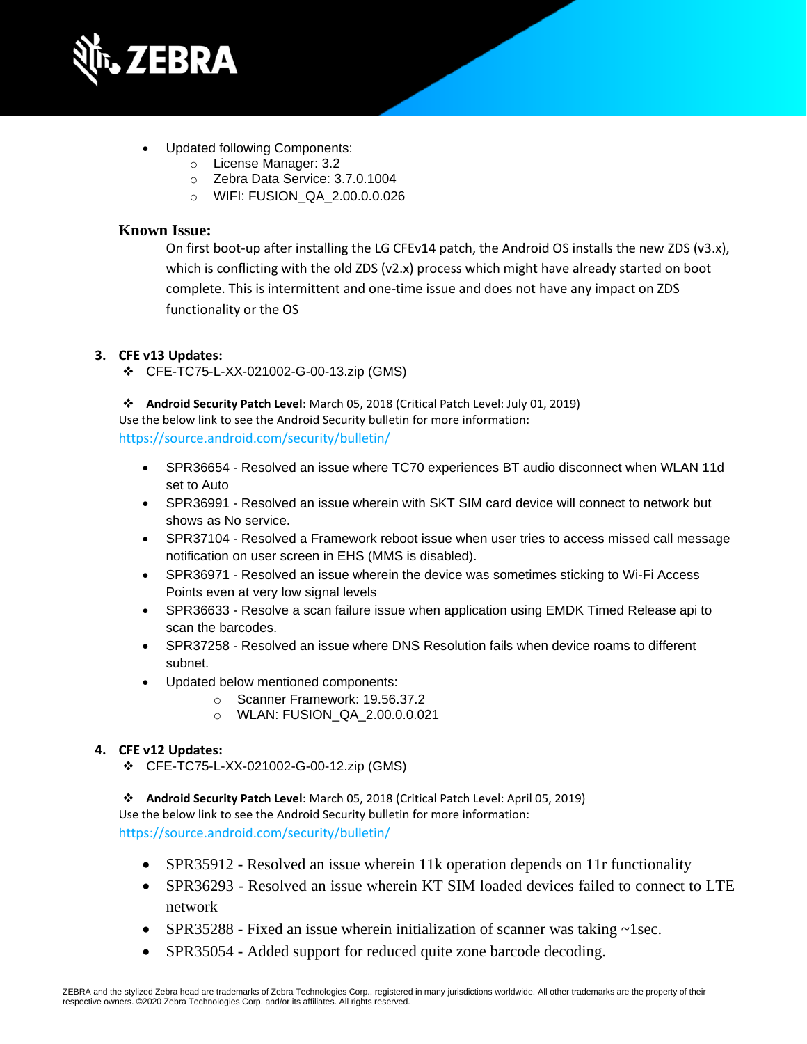- Updated following Components:
    - License Manager: 3.2
    - Zebra Data Service: 3.7.0.1004
    - WIFI: FUSION_QA_2.00.0.0.026

**Known Issue:**

On first boot-up after installing the LG CFEv14 patch, the Android OS installs the new ZDS (v3.x), which is conflicting with the old ZDS (v2.x) process which might have already started on boot complete. This is intermittent and one-time issue and does not have any impact on ZDS functionality or the OS

3. **CFE v13 Updates:**

❖ CFE-TC75-L-XX-021002-G-00-13.zip (GMS)

❖ **Android Security Patch Level**: March 05, 2018 (Critical Patch Level: July 01, 2019)
Use the below link to see the Android Security bulletin for more information:
https://source.android.com/security/bulletin/

- SPR36654 - Resolved an issue where TC70 experiences BT audio disconnect when WLAN 11d set to Auto
- SPR36991 - Resolved an issue wherein with SKT SIM card device will connect to network but shows as No service.
- SPR37104 - Resolved a Framework reboot issue when user tries to access missed call message notification on user screen in EHS (MMS is disabled).
- SPR36971 - Resolved an issue wherein the device was sometimes sticking to Wi-Fi Access Points even at very low signal levels
- SPR36633 - Resolve a scan failure issue when application using EMDK Timed Release api to scan the barcodes.
- SPR37258 - Resolved an issue where DNS Resolution fails when device roams to different subnet.
- Updated below mentioned components:
    - Scanner Framework: 19.56.37.2
    - WLAN: FUSION_QA_2.00.0.0.021

4. **CFE v12 Updates:**

❖ CFE-TC75-L-XX-021002-G-00-12.zip (GMS)

❖ **Android Security Patch Level**: March 05, 2018 (Critical Patch Level: April 05, 2019)
Use the below link to see the Android Security bulletin for more information:
https://source.android.com/security/bulletin/

- SPR35912 - Resolved an issue wherein 11k operation depends on 11r functionality
- SPR36293 - Resolved an issue wherein KT SIM loaded devices failed to connect to LTE network
- SPR35288 - Fixed an issue wherein initialization of scanner was taking ~1sec.
- SPR35054 - Added support for reduced quite zone barcode decoding.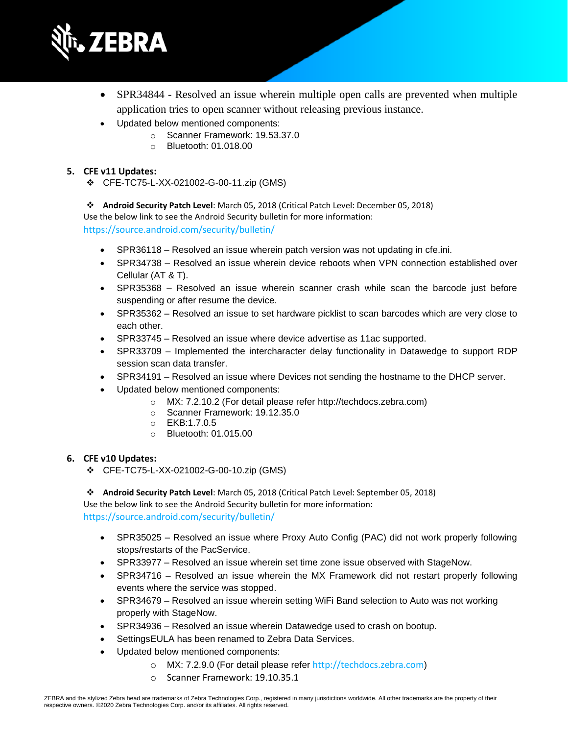- SPR34844 - Resolved an issue wherein multiple open calls are prevented when multiple application tries to open scanner without releasing previous instance.
- Updated below mentioned components:
  - Scanner Framework: 19.53.37.0
  - Bluetooth: 01.018.00

5. **CFE v11 Updates:**

❖ CFE-TC75-L-XX-021002-G-00-11.zip (GMS)

❖ **Android Security Patch Level**: March 05, 2018 (Critical Patch Level: December 05, 2018)
Use the below link to see the Android Security bulletin for more information:
https://source.android.com/security/bulletin/

- SPR36118 – Resolved an issue wherein patch version was not updating in cfe.ini.
- SPR34738 – Resolved an issue wherein device reboots when VPN connection established over Cellular (AT & T).
- SPR35368 – Resolved an issue wherein scanner crash while scan the barcode just before suspending or after resume the device.
- SPR35362 – Resolved an issue to set hardware picklist to scan barcodes which are very close to each other.
- SPR33745 – Resolved an issue where device advertise as 11ac supported.
- SPR33709 – Implemented the intercharacter delay functionality in Datawedge to support RDP session scan data transfer.
- SPR34191 – Resolved an issue where Devices not sending the hostname to the DHCP server.
- Updated below mentioned components:
  - MX: 7.2.10.2 (For detail please refer http://techdocs.zebra.com)
  - Scanner Framework: 19.12.35.0
  - EKB:1.7.0.5
  - Bluetooth: 01.015.00

6. **CFE v10 Updates:**

❖ CFE-TC75-L-XX-021002-G-00-10.zip (GMS)

❖ **Android Security Patch Level**: March 05, 2018 (Critical Patch Level: September 05, 2018)
Use the below link to see the Android Security bulletin for more information:
https://source.android.com/security/bulletin/

- SPR35025 – Resolved an issue where Proxy Auto Config (PAC) did not work properly following stops/restarts of the PacService.
- SPR33977 – Resolved an issue wherein set time zone issue observed with StageNow.
- SPR34716 – Resolved an issue wherein the MX Framework did not restart properly following events where the service was stopped.
- SPR34679 – Resolved an issue wherein setting WiFi Band selection to Auto was not working properly with StageNow.
- SPR34936 – Resolved an issue wherein Datawedge used to crash on bootup.
- SettingsEULA has been renamed to Zebra Data Services.
- Updated below mentioned components:
  - MX: 7.2.9.0 (For detail please refer http://techdocs.zebra.com)
  - Scanner Framework: 19.10.35.1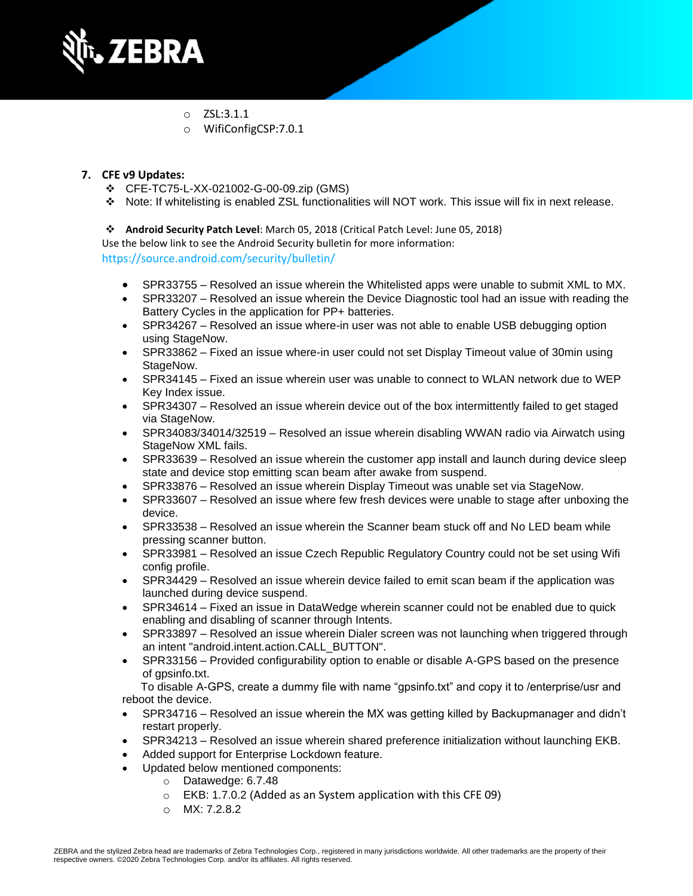- ZSL:3.1.1
- WifiConfigCSP:7.0.1

7. **CFE v9 Updates:**

- CFE-TC75-L-XX-021002-G-00-09.zip (GMS)
- Note: If whitelisting is enabled ZSL functionalities will NOT work. This issue will fix in next release.

- **Android Security Patch Level**: March 05, 2018 (Critical Patch Level: June 05, 2018)

Use the below link to see the Android Security bulletin for more information:
https://source.android.com/security/bulletin/

- SPR33755 – Resolved an issue wherein the Whitelisted apps were unable to submit XML to MX.
- SPR33207 – Resolved an issue wherein the Device Diagnostic tool had an issue with reading the Battery Cycles in the application for PP+ batteries.
- SPR34267 – Resolved an issue where-in user was not able to enable USB debugging option using StageNow.
- SPR33862 – Fixed an issue where-in user could not set Display Timeout value of 30min using StageNow.
- SPR34145 – Fixed an issue wherein user was unable to connect to WLAN network due to WEP Key Index issue.
- SPR34307 – Resolved an issue wherein device out of the box intermittently failed to get staged via StageNow.
- SPR34083/34014/32519 – Resolved an issue wherein disabling WWAN radio via Airwatch using StageNow XML fails.
- SPR33639 – Resolved an issue wherein the customer app install and launch during device sleep state and device stop emitting scan beam after awake from suspend.
- SPR33876 – Resolved an issue wherein Display Timeout was unable set via StageNow.
- SPR33607 – Resolved an issue where few fresh devices were unable to stage after unboxing the device.
- SPR33538 – Resolved an issue wherein the Scanner beam stuck off and No LED beam while pressing scanner button.
- SPR33981 – Resolved an issue Czech Republic Regulatory Country could not be set using Wifi config profile.
- SPR34429 – Resolved an issue wherein device failed to emit scan beam if the application was launched during device suspend.
- SPR34614 – Fixed an issue in DataWedge wherein scanner could not be enabled due to quick enabling and disabling of scanner through Intents.
- SPR33897 – Resolved an issue wherein Dialer screen was not launching when triggered through an intent "android.intent.action.CALL_BUTTON".
- SPR33156 – Provided configurability option to enable or disable A-GPS based on the presence of gpsinfo.txt.

  To disable A-GPS, create a dummy file with name "gpsinfo.txt" and copy it to /enterprise/usr and reboot the device.
- SPR34716 – Resolved an issue wherein the MX was getting killed by Backupmanager and didn't restart properly.
- SPR34213 – Resolved an issue wherein shared preference initialization without launching EKB.
- Added support for Enterprise Lockdown feature.
- Updated below mentioned components:
  - Datawedge: 6.7.48
  - EKB: 1.7.0.2 (Added as an System application with this CFE 09)
  - MX: 7.2.8.2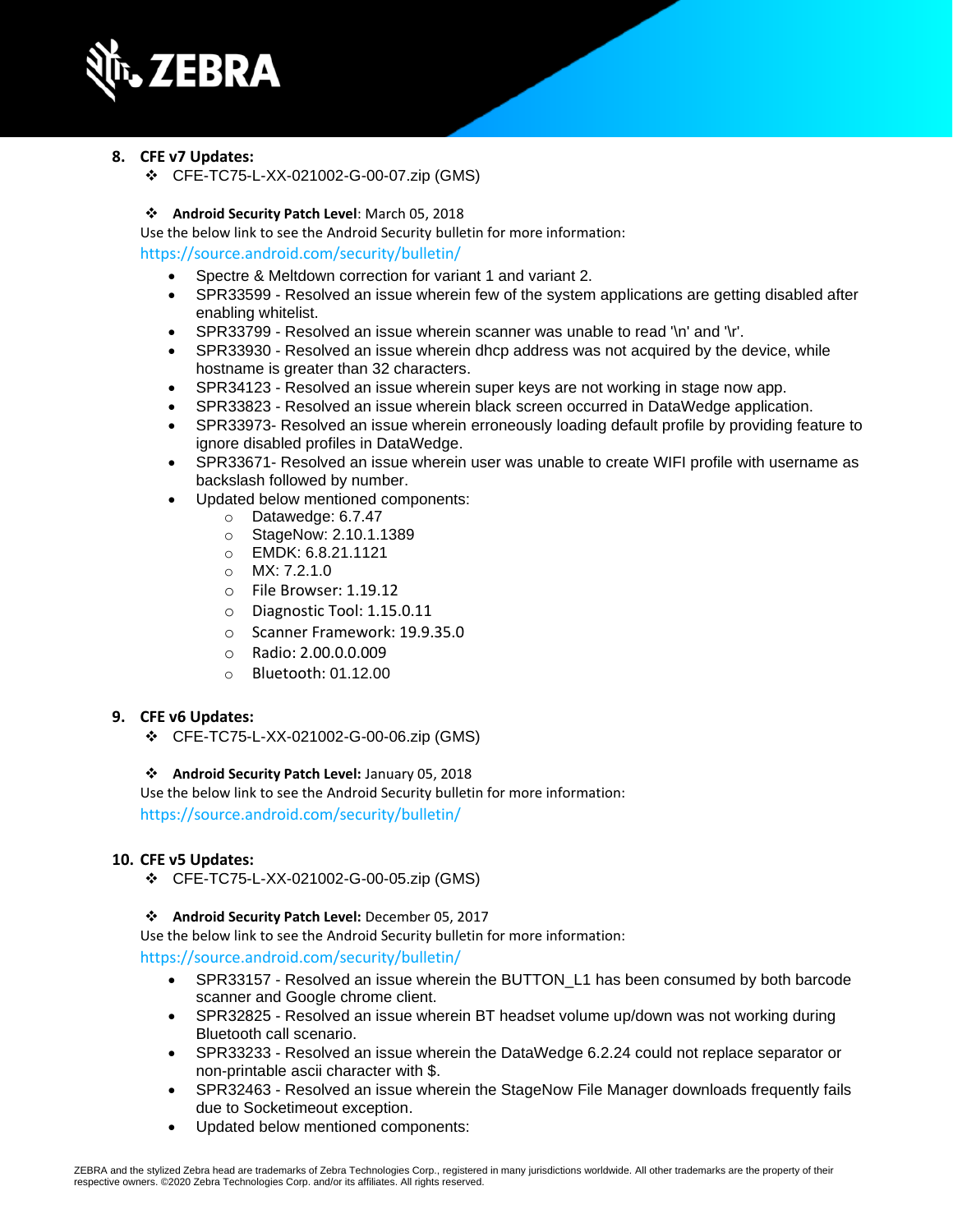8. **CFE v7 Updates:**
    - CFE-TC75-L-XX-021002-G-00-07.zip (GMS)

    - **Android Security Patch Level**: March 05, 2018

    Use the below link to see the Android Security bulletin for more information:
    https://source.android.com/security/bulletin/

    - Spectre & Meltdown correction for variant 1 and variant 2.
    - SPR33599 - Resolved an issue wherein few of the system applications are getting disabled after enabling whitelist.
    - SPR33799 - Resolved an issue wherein scanner was unable to read '\n' and '\r'.
    - SPR33930 - Resolved an issue wherein dhcp address was not acquired by the device, while hostname is greater than 32 characters.
    - SPR34123 - Resolved an issue wherein super keys are not working in stage now app.
    - SPR33823 - Resolved an issue wherein black screen occurred in DataWedge application.
    - SPR33973- Resolved an issue wherein erroneously loading default profile by providing feature to ignore disabled profiles in DataWedge.
    - SPR33671- Resolved an issue wherein user was unable to create WIFI profile with username as backslash followed by number.
    - Updated below mentioned components:
        - Datawedge: 6.7.47
        - StageNow: 2.10.1.1389
        - EMDK: 6.8.21.1121
        - MX: 7.2.1.0
        - File Browser: 1.19.12
        - Diagnostic Tool: 1.15.0.11
        - Scanner Framework: 19.9.35.0
        - Radio: 2.00.0.0.009
        - Bluetooth: 01.12.00

9. **CFE v6 Updates:**
    - CFE-TC75-L-XX-021002-G-00-06.zip (GMS)

    - **Android Security Patch Level:** January 05, 2018

    Use the below link to see the Android Security bulletin for more information:
    https://source.android.com/security/bulletin/

10. **CFE v5 Updates:**
    - CFE-TC75-L-XX-021002-G-00-05.zip (GMS)

    - **Android Security Patch Level:** December 05, 2017

    Use the below link to see the Android Security bulletin for more information:
    https://source.android.com/security/bulletin/

    - SPR33157 - Resolved an issue wherein the BUTTON_L1 has been consumed by both barcode scanner and Google chrome client.
    - SPR32825 - Resolved an issue wherein BT headset volume up/down was not working during Bluetooth call scenario.
    - SPR33233 - Resolved an issue wherein the DataWedge 6.2.24 could not replace separator or non-printable ascii character with $.
    - SPR32463 - Resolved an issue wherein the StageNow File Manager downloads frequently fails due to Socketimeout exception.
    - Updated below mentioned components: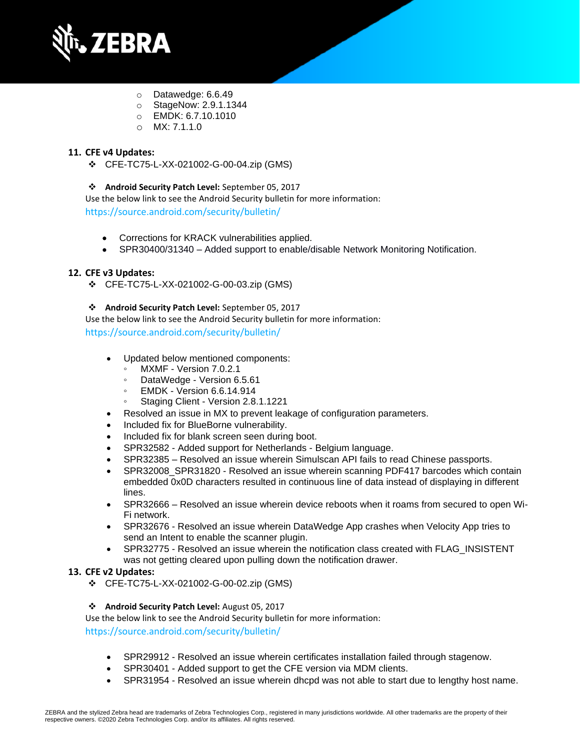- Datawedge: 6.6.49
- StageNow: 2.9.1.1344
- EMDK: 6.7.10.1010
- MX: 7.1.1.0

**11. CFE v4 Updates:**

- ❖ CFE-TC75-L-XX-021002-G-00-04.zip (GMS)

- ❖ **Android Security Patch Level:** September 05, 2017

Use the below link to see the Android Security bulletin for more information:
https://source.android.com/security/bulletin/

- Corrections for KRACK vulnerabilities applied.
- SPR30400/31340 – Added support to enable/disable Network Monitoring Notification.

**12. CFE v3 Updates:**

- ❖ CFE-TC75-L-XX-021002-G-00-03.zip (GMS)

- ❖ **Android Security Patch Level:** September 05, 2017

Use the below link to see the Android Security bulletin for more information:
https://source.android.com/security/bulletin/

- Updated below mentioned components:
  - MXMF - Version 7.0.2.1
  - DataWedge - Version 6.5.61
  - EMDK - Version 6.6.14.914
  - Staging Client - Version 2.8.1.1221
- Resolved an issue in MX to prevent leakage of configuration parameters.
- Included fix for BlueBorne vulnerability.
- Included fix for blank screen seen during boot.
- SPR32582 - Added support for Netherlands - Belgium language.
- SPR32385 – Resolved an issue wherein Simulscan API fails to read Chinese passports.
- SPR32008_SPR31820 - Resolved an issue wherein scanning PDF417 barcodes which contain embedded 0x0D characters resulted in continuous line of data instead of displaying in different lines.
- SPR32666 – Resolved an issue wherein device reboots when it roams from secured to open Wi-Fi network.
- SPR32676 - Resolved an issue wherein DataWedge App crashes when Velocity App tries to send an Intent to enable the scanner plugin.
- SPR32775 - Resolved an issue wherein the notification class created with FLAG_INSISTENT was not getting cleared upon pulling down the notification drawer.

**13. CFE v2 Updates:**

- ❖ CFE-TC75-L-XX-021002-G-00-02.zip (GMS)

- ❖ **Android Security Patch Level:** August 05, 2017

Use the below link to see the Android Security bulletin for more information:
https://source.android.com/security/bulletin/

- SPR29912 - Resolved an issue wherein certificates installation failed through stagenow.
- SPR30401 - Added support to get the CFE version via MDM clients.
- SPR31954 - Resolved an issue wherein dhcpd was not able to start due to lengthy host name.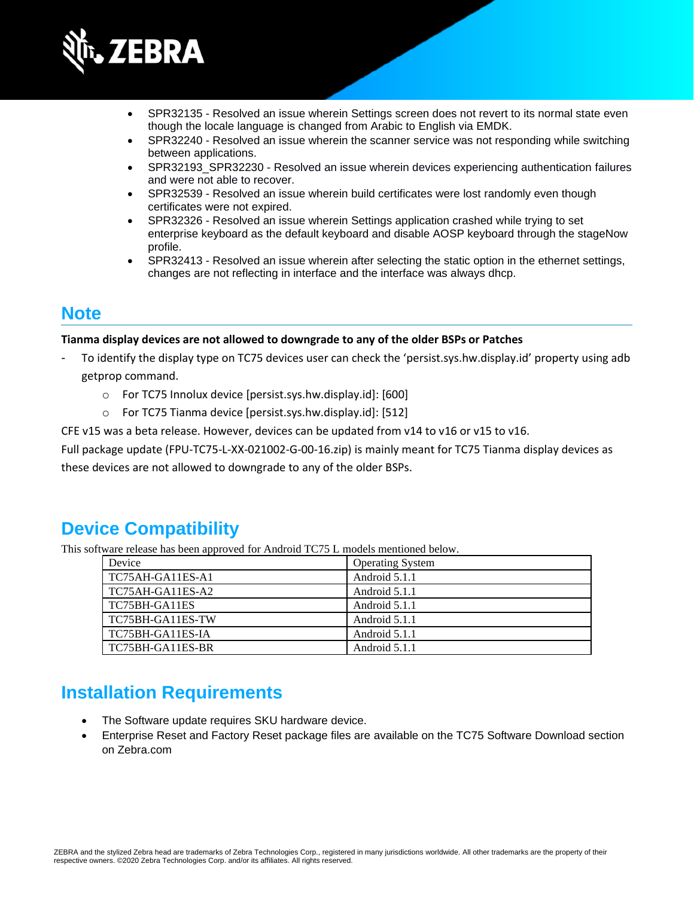- SPR32135 - Resolved an issue wherein Settings screen does not revert to its normal state even though the locale language is changed from Arabic to English via EMDK.
- SPR32240 - Resolved an issue wherein the scanner service was not responding while switching between applications.
- SPR32193_SPR32230 - Resolved an issue wherein devices experiencing authentication failures and were not able to recover.
- SPR32539 - Resolved an issue wherein build certificates were lost randomly even though certificates were not expired.
- SPR32326 - Resolved an issue wherein Settings application crashed while trying to set enterprise keyboard as the default keyboard and disable AOSP keyboard through the stageNow profile.
- SPR32413 - Resolved an issue wherein after selecting the static option in the ethernet settings, changes are not reflecting in interface and the interface was always dhcp.

## Note

**Tianma display devices are not allowed to downgrade to any of the older BSPs or Patches**

- To identify the display type on TC75 devices user can check the 'persist.sys.hw.display.id' property using adb getprop command.
    - For TC75 Innolux device [persist.sys.hw.display.id]: [600]
    - For TC75 Tianma device [persist.sys.hw.display.id]: [512]

CFE v15 was a beta release. However, devices can be updated from v14 to v16 or v15 to v16.

Full package update (FPU-TC75-L-XX-021002-G-00-16.zip) is mainly meant for TC75 Tianma display devices as these devices are not allowed to downgrade to any of the older BSPs.

## Device Compatibility

This software release has been approved for Android TC75 L models mentioned below.

| Device | Operating System |
|---|---|
| TC75AH-GA11ES-A1 | Android 5.1.1 |
| TC75AH-GA11ES-A2 | Android 5.1.1 |
| TC75BH-GA11ES | Android 5.1.1 |
| TC75BH-GA11ES-TW | Android 5.1.1 |
| TC75BH-GA11ES-IA | Android 5.1.1 |
| TC75BH-GA11ES-BR | Android 5.1.1 |

## Installation Requirements

- The Software update requires SKU hardware device.
- Enterprise Reset and Factory Reset package files are available on the TC75 Software Download section on Zebra.com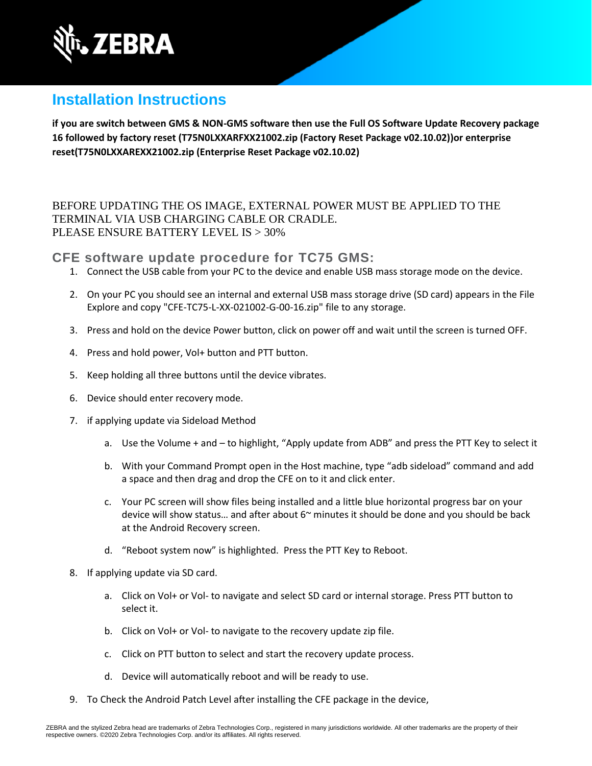## Installation Instructions

**if you are switch between GMS & NON-GMS software then use the Full OS Software Update Recovery package 16 followed by factory reset (T75N0LXXARFXX21002.zip (Factory Reset Package v02.10.02))or enterprise reset(T75N0LXXAREXX21002.zip (Enterprise Reset Package v02.10.02)**

BEFORE UPDATING THE OS IMAGE, EXTERNAL POWER MUST BE APPLIED TO THE TERMINAL VIA USB CHARGING CABLE OR CRADLE.
PLEASE ENSURE BATTERY LEVEL IS > 30%

### CFE software update procedure for TC75 GMS:

1. Connect the USB cable from your PC to the device and enable USB mass storage mode on the device.
2. On your PC you should see an internal and external USB mass storage drive (SD card) appears in the File Explore and copy "CFE-TC75-L-XX-021002-G-00-16.zip" file to any storage.
3. Press and hold on the device Power button, click on power off and wait until the screen is turned OFF.
4. Press and hold power, Vol+ button and PTT button.
5. Keep holding all three buttons until the device vibrates.
6. Device should enter recovery mode.
7. if applying update via Sideload Method
   a. Use the Volume + and – to highlight, “Apply update from ADB” and press the PTT Key to select it
   b. With your Command Prompt open in the Host machine, type “adb sideload” command and add a space and then drag and drop the CFE on to it and click enter.
   c. Your PC screen will show files being installed and a little blue horizontal progress bar on your device will show status… and after about 6~ minutes it should be done and you should be back at the Android Recovery screen.
   d. “Reboot system now” is highlighted. Press the PTT Key to Reboot.
8. If applying update via SD card.
   a. Click on Vol+ or Vol- to navigate and select SD card or internal storage. Press PTT button to select it.
   b. Click on Vol+ or Vol- to navigate to the recovery update zip file.
   c. Click on PTT button to select and start the recovery update process.
   d. Device will automatically reboot and will be ready to use.
9. To Check the Android Patch Level after installing the CFE package in the device,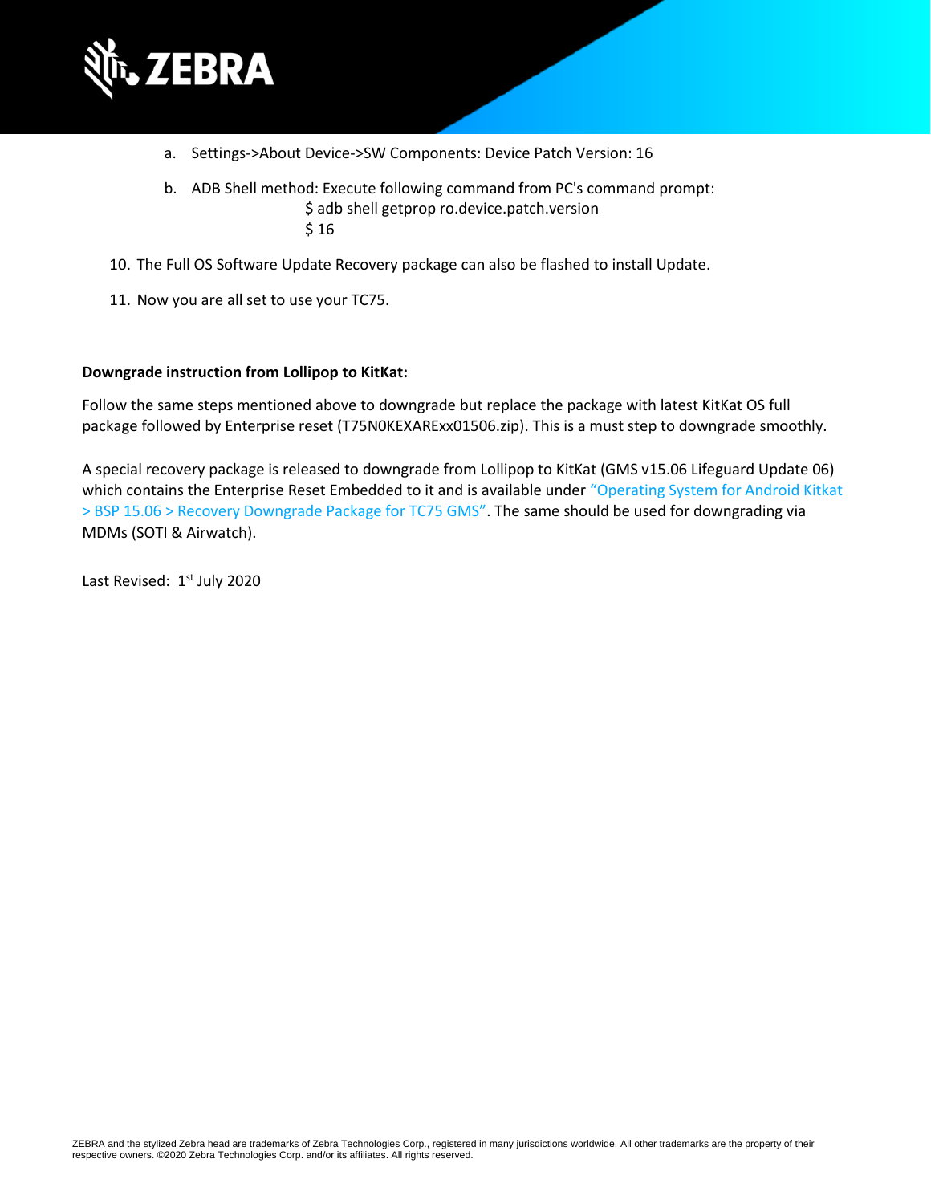a. Settings->About Device->SW Components: Device Patch Version: 16

   b. ADB Shell method: Execute following command from PC's command prompt:

      $ adb shell getprop ro.device.patch.version

      $ 16

10. The Full OS Software Update Recovery package can also be flashed to install Update.

11. Now you are all set to use your TC75.

**Downgrade instruction from Lollipop to KitKat:**

Follow the same steps mentioned above to downgrade but replace the package with latest KitKat OS full package followed by Enterprise reset (T75N0KEXARExx01506.zip). This is a must step to downgrade smoothly.

A special recovery package is released to downgrade from Lollipop to KitKat (GMS v15.06 Lifeguard Update 06) which contains the Enterprise Reset Embedded to it and is available under "Operating System for Android Kitkat > BSP 15.06 > Recovery Downgrade Package for TC75 GMS". The same should be used for downgrading via MDMs (SOTI & Airwatch).

Last Revised: 1st July 2020

ZEBRA and the stylized Zebra head are trademarks of Zebra Technologies Corp., registered in many jurisdictions worldwide. All other trademarks are the property of their respective owners. ©2020 Zebra Technologies Corp. and/or its affiliates. All rights reserved.